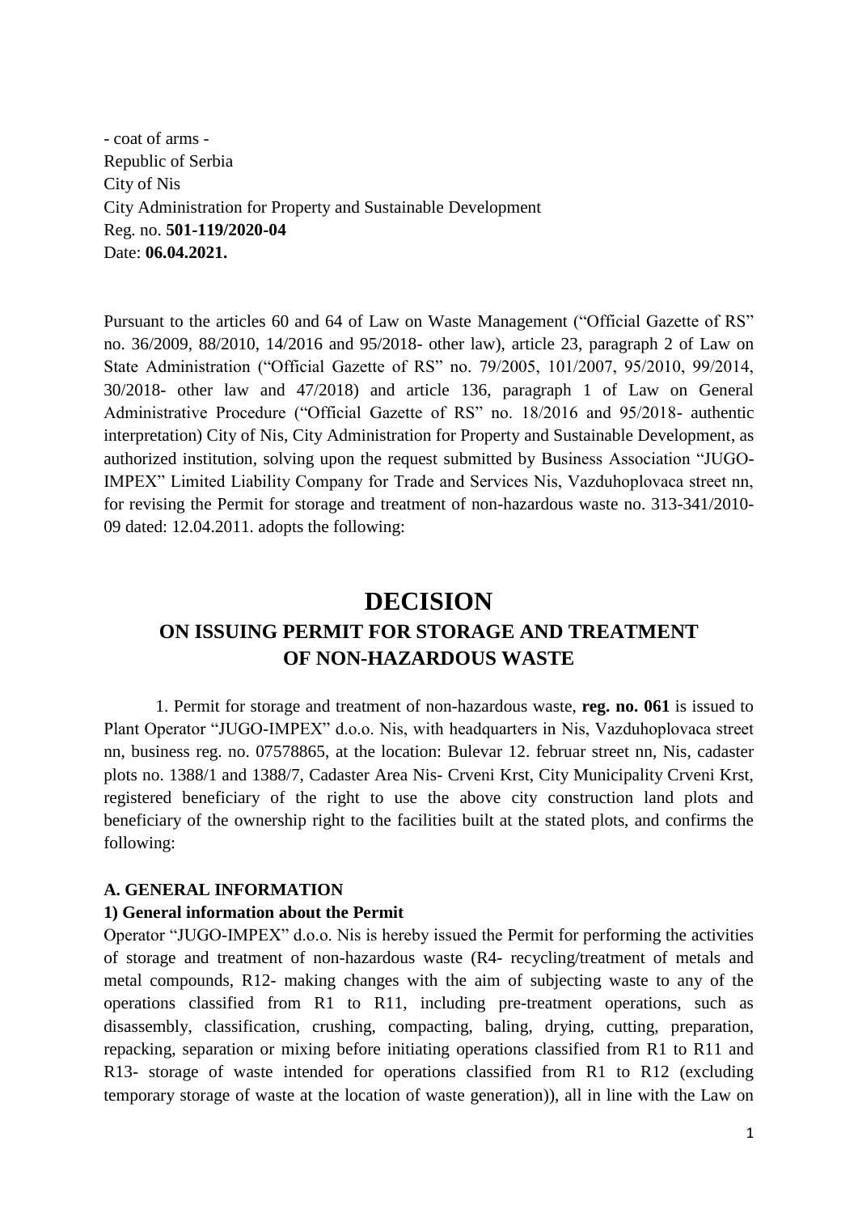- coat of arms -  
Republic of Serbia  
City of Nis  
City Administration for Property and Sustainable Development  
Reg. no. **501-119/2020-04**  
Date: **06.04.2021.**

Pursuant to the articles 60 and 64 of Law on Waste Management ("Official Gazette of RS" no. 36/2009, 88/2010, 14/2016 and 95/2018- other law), article 23, paragraph 2 of Law on State Administration ("Official Gazette of RS" no. 79/2005, 101/2007, 95/2010, 99/2014, 30/2018- other law and 47/2018) and article 136, paragraph 1 of Law on General Administrative Procedure ("Official Gazette of RS" no. 18/2016 and 95/2018- authentic interpretation) City of Nis, City Administration for Property and Sustainable Development, as authorized institution, solving upon the request submitted by Business Association "JUGO-IMPEX" Limited Liability Company for Trade and Services Nis, Vazduhoplovaca street nn, for revising the Permit for storage and treatment of non-hazardous waste no. 313-341/2010-09 dated: 12.04.2011. adopts the following:

# DECISION

## ON ISSUING PERMIT FOR STORAGE AND TREATMENT OF NON-HAZARDOUS WASTE

1. Permit for storage and treatment of non-hazardous waste, **reg. no. 061** is issued to Plant Operator "JUGO-IMPEX" d.o.o. Nis, with headquarters in Nis, Vazduhoplovaca street nn, business reg. no. 07578865, at the location: Bulevar 12. februar street nn, Nis, cadaster plots no. 1388/1 and 1388/7, Cadaster Area Nis- Crveni Krst, City Municipality Crveni Krst, registered beneficiary of the right to use the above city construction land plots and beneficiary of the ownership right to the facilities built at the stated plots, and confirms the following:

### A. GENERAL INFORMATION

**1) General information about the Permit**

Operator "JUGO-IMPEX" d.o.o. Nis is hereby issued the Permit for performing the activities of storage and treatment of non-hazardous waste (R4- recycling/treatment of metals and metal compounds, R12- making changes with the aim of subjecting waste to any of the operations classified from R1 to R11, including pre-treatment operations, such as disassembly, classification, crushing, compacting, baling, drying, cutting, preparation, repacking, separation or mixing before initiating operations classified from R1 to R11 and R13- storage of waste intended for operations classified from R1 to R12 (excluding temporary storage of waste at the location of waste generation)), all in line with the Law on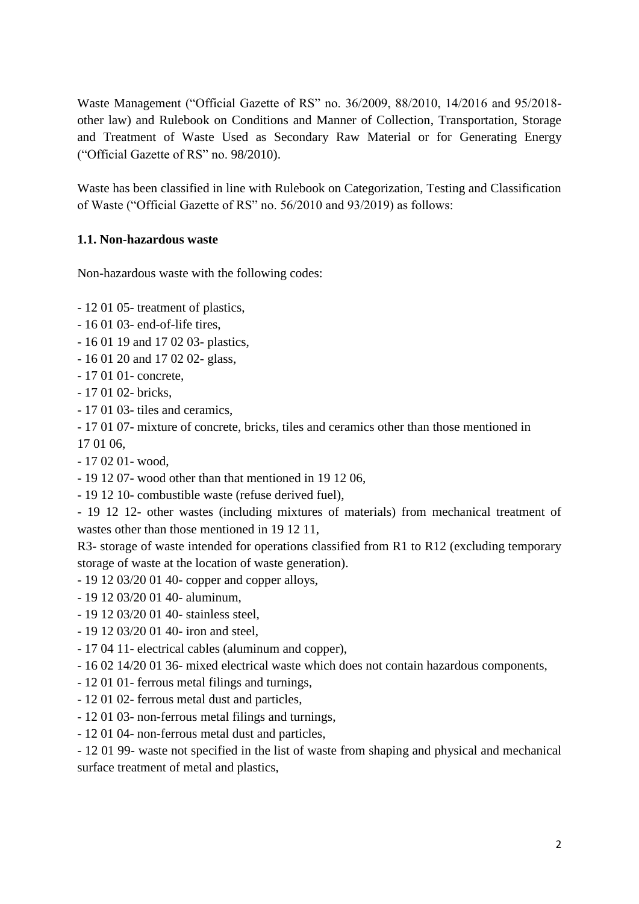Waste Management ("Official Gazette of RS" no. 36/2009, 88/2010, 14/2016 and 95/2018- other law) and Rulebook on Conditions and Manner of Collection, Transportation, Storage and Treatment of Waste Used as Secondary Raw Material or for Generating Energy ("Official Gazette of RS" no. 98/2010).

Waste has been classified in line with Rulebook on Categorization, Testing and Classification of Waste ("Official Gazette of RS" no. 56/2010 and 93/2019) as follows:

### 1.1. Non-hazardous waste

Non-hazardous waste with the following codes:

- 12 01 05- treatment of plastics,
- 16 01 03- end-of-life tires,
- 16 01 19 and 17 02 03- plastics,
- 16 01 20 and 17 02 02- glass,
- 17 01 01- concrete,
- 17 01 02- bricks,
- 17 01 03- tiles and ceramics,
- 17 01 07- mixture of concrete, bricks, tiles and ceramics other than those mentioned in 17 01 06,
- 17 02 01- wood,
- 19 12 07- wood other than that mentioned in 19 12 06,
- 19 12 10- combustible waste (refuse derived fuel),
- 19 12 12- other wastes (including mixtures of materials) from mechanical treatment of wastes other than those mentioned in 19 12 11,

R3- storage of waste intended for operations classified from R1 to R12 (excluding temporary storage of waste at the location of waste generation).

- 19 12 03/20 01 40- copper and copper alloys,
- 19 12 03/20 01 40- aluminum,
- 19 12 03/20 01 40- stainless steel,
- 19 12 03/20 01 40- iron and steel,
- 17 04 11- electrical cables (aluminum and copper),
- 16 02 14/20 01 36- mixed electrical waste which does not contain hazardous components,
- 12 01 01- ferrous metal filings and turnings,
- 12 01 02- ferrous metal dust and particles,
- 12 01 03- non-ferrous metal filings and turnings,
- 12 01 04- non-ferrous metal dust and particles,
- 12 01 99- waste not specified in the list of waste from shaping and physical and mechanical surface treatment of metal and plastics,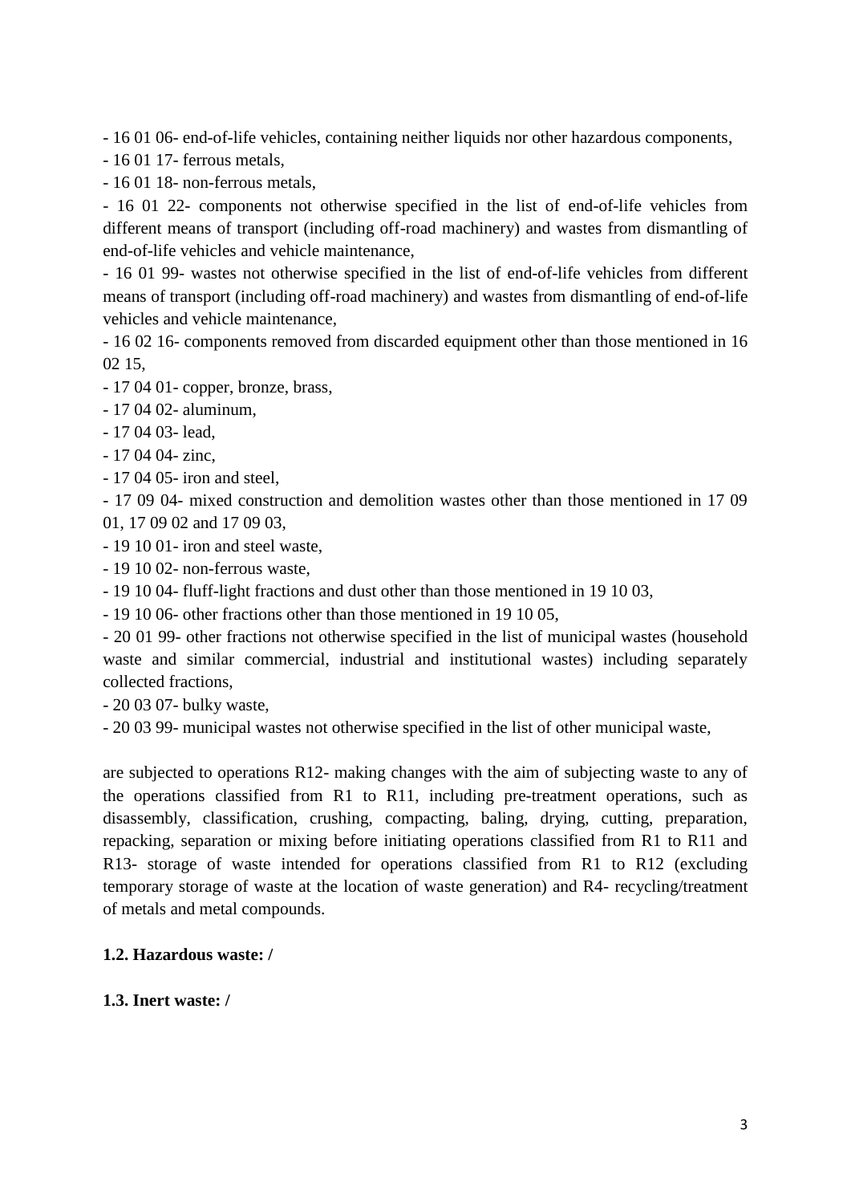- 16 01 06- end-of-life vehicles, containing neither liquids nor other hazardous components,
- 16 01 17- ferrous metals,
- 16 01 18- non-ferrous metals,
- 16 01 22- components not otherwise specified in the list of end-of-life vehicles from different means of transport (including off-road machinery) and wastes from dismantling of end-of-life vehicles and vehicle maintenance,
- 16 01 99- wastes not otherwise specified in the list of end-of-life vehicles from different means of transport (including off-road machinery) and wastes from dismantling of end-of-life vehicles and vehicle maintenance,
- 16 02 16- components removed from discarded equipment other than those mentioned in 16 02 15,
- 17 04 01- copper, bronze, brass,
- 17 04 02- aluminum,
- 17 04 03- lead,
- 17 04 04- zinc,
- 17 04 05- iron and steel,
- 17 09 04- mixed construction and demolition wastes other than those mentioned in 17 09 01, 17 09 02 and 17 09 03,
- 19 10 01- iron and steel waste,
- 19 10 02- non-ferrous waste,
- 19 10 04- fluff-light fractions and dust other than those mentioned in 19 10 03,
- 19 10 06- other fractions other than those mentioned in 19 10 05,
- 20 01 99- other fractions not otherwise specified in the list of municipal wastes (household waste and similar commercial, industrial and institutional wastes) including separately collected fractions,
- 20 03 07- bulky waste,
- 20 03 99- municipal wastes not otherwise specified in the list of other municipal waste,

are subjected to operations R12- making changes with the aim of subjecting waste to any of the operations classified from R1 to R11, including pre-treatment operations, such as disassembly, classification, crushing, compacting, baling, drying, cutting, preparation, repacking, separation or mixing before initiating operations classified from R1 to R11 and R13- storage of waste intended for operations classified from R1 to R12 (excluding temporary storage of waste at the location of waste generation) and R4- recycling/treatment of metals and metal compounds.

**1.2. Hazardous waste: /**

**1.3. Inert waste: /**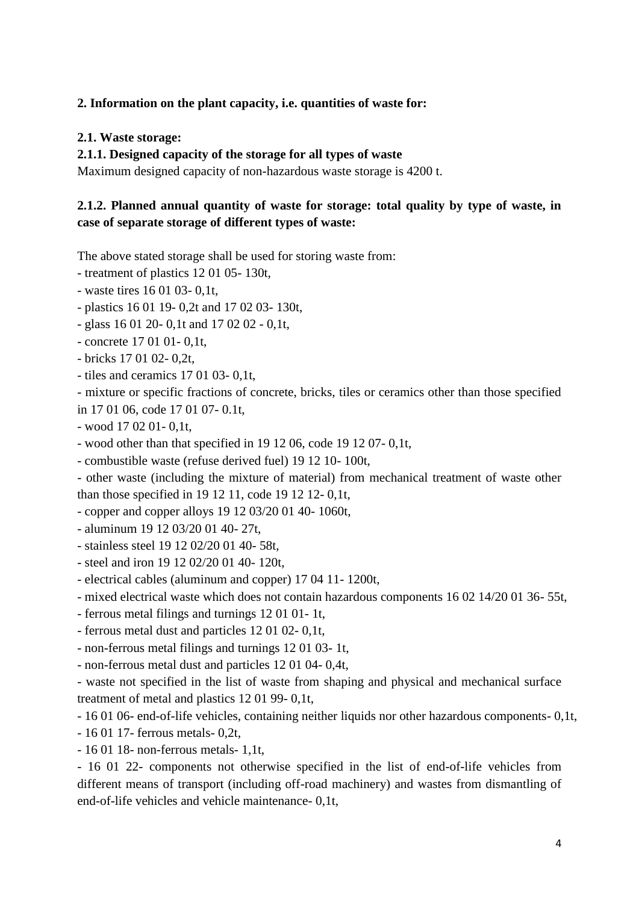**2. Information on the plant capacity, i.e. quantities of waste for:**

**2.1. Waste storage:**

**2.1.1. Designed capacity of the storage for all types of waste**

Maximum designed capacity of non-hazardous waste storage is 4200 t.

**2.1.2. Planned annual quantity of waste for storage: total quality by type of waste, in case of separate storage of different types of waste:**

The above stated storage shall be used for storing waste from:

- treatment of plastics 12 01 05- 130t,
- waste tires 16 01 03- 0,1t,
- plastics 16 01 19- 0,2t and 17 02 03- 130t,
- glass 16 01 20- 0,1t and 17 02 02 - 0,1t,
- concrete 17 01 01- 0,1t,
- bricks 17 01 02- 0,2t,
- tiles and ceramics 17 01 03- 0,1t,
- mixture or specific fractions of concrete, bricks, tiles or ceramics other than those specified in 17 01 06, code 17 01 07- 0.1t,
- wood 17 02 01- 0,1t,
- wood other than that specified in 19 12 06, code 19 12 07- 0,1t,
- combustible waste (refuse derived fuel) 19 12 10- 100t,
- other waste (including the mixture of material) from mechanical treatment of waste other than those specified in 19 12 11, code 19 12 12- 0,1t,
- copper and copper alloys 19 12 03/20 01 40- 1060t,
- aluminum 19 12 03/20 01 40- 27t,
- stainless steel 19 12 02/20 01 40- 58t,
- steel and iron 19 12 02/20 01 40- 120t,
- electrical cables (aluminum and copper) 17 04 11- 1200t,
- mixed electrical waste which does not contain hazardous components 16 02 14/20 01 36- 55t,
- ferrous metal filings and turnings 12 01 01- 1t,
- ferrous metal dust and particles 12 01 02- 0,1t,
- non-ferrous metal filings and turnings 12 01 03- 1t,
- non-ferrous metal dust and particles 12 01 04- 0,4t,
- waste not specified in the list of waste from shaping and physical and mechanical surface treatment of metal and plastics 12 01 99- 0,1t,
- 16 01 06- end-of-life vehicles, containing neither liquids nor other hazardous components- 0,1t,
- 16 01 17- ferrous metals- 0,2t,
- 16 01 18- non-ferrous metals- 1,1t,
- 16 01 22- components not otherwise specified in the list of end-of-life vehicles from different means of transport (including off-road machinery) and wastes from dismantling of end-of-life vehicles and vehicle maintenance- 0,1t,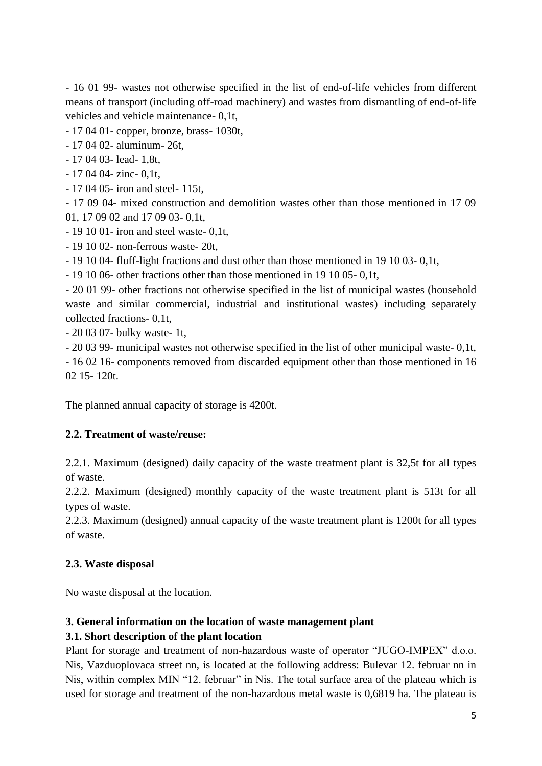- 16 01 99- wastes not otherwise specified in the list of end-of-life vehicles from different means of transport (including off-road machinery) and wastes from dismantling of end-of-life vehicles and vehicle maintenance- 0,1t,
- 17 04 01- copper, bronze, brass- 1030t,
- 17 04 02- aluminum- 26t,
- 17 04 03- lead- 1,8t,
- 17 04 04- zinc- 0,1t,
- 17 04 05- iron and steel- 115t,
- 17 09 04- mixed construction and demolition wastes other than those mentioned in 17 09 01, 17 09 02 and 17 09 03- 0,1t,
- 19 10 01- iron and steel waste- 0,1t,
- 19 10 02- non-ferrous waste- 20t,
- 19 10 04- fluff-light fractions and dust other than those mentioned in 19 10 03- 0,1t,
- 19 10 06- other fractions other than those mentioned in 19 10 05- 0,1t,
- 20 01 99- other fractions not otherwise specified in the list of municipal wastes (household waste and similar commercial, industrial and institutional wastes) including separately collected fractions- 0,1t,
- 20 03 07- bulky waste- 1t,
- 20 03 99- municipal wastes not otherwise specified in the list of other municipal waste- 0,1t,
- 16 02 16- components removed from discarded equipment other than those mentioned in 16 02 15- 120t.

The planned annual capacity of storage is 4200t.

### 2.2. Treatment of waste/reuse:

2.2.1. Maximum (designed) daily capacity of the waste treatment plant is 32,5t for all types of waste.

2.2.2. Maximum (designed) monthly capacity of the waste treatment plant is 513t for all types of waste.

2.2.3. Maximum (designed) annual capacity of the waste treatment plant is 1200t for all types of waste.

### 2.3. Waste disposal

No waste disposal at the location.

## 3. General information on the location of waste management plant

### 3.1. Short description of the plant location

Plant for storage and treatment of non-hazardous waste of operator "JUGO-IMPEX" d.o.o. Nis, Vazduoplovaca street nn, is located at the following address: Bulevar 12. februar nn in Nis, within complex MIN "12. februar" in Nis. The total surface area of the plateau which is used for storage and treatment of the non-hazardous metal waste is 0,6819 ha. The plateau is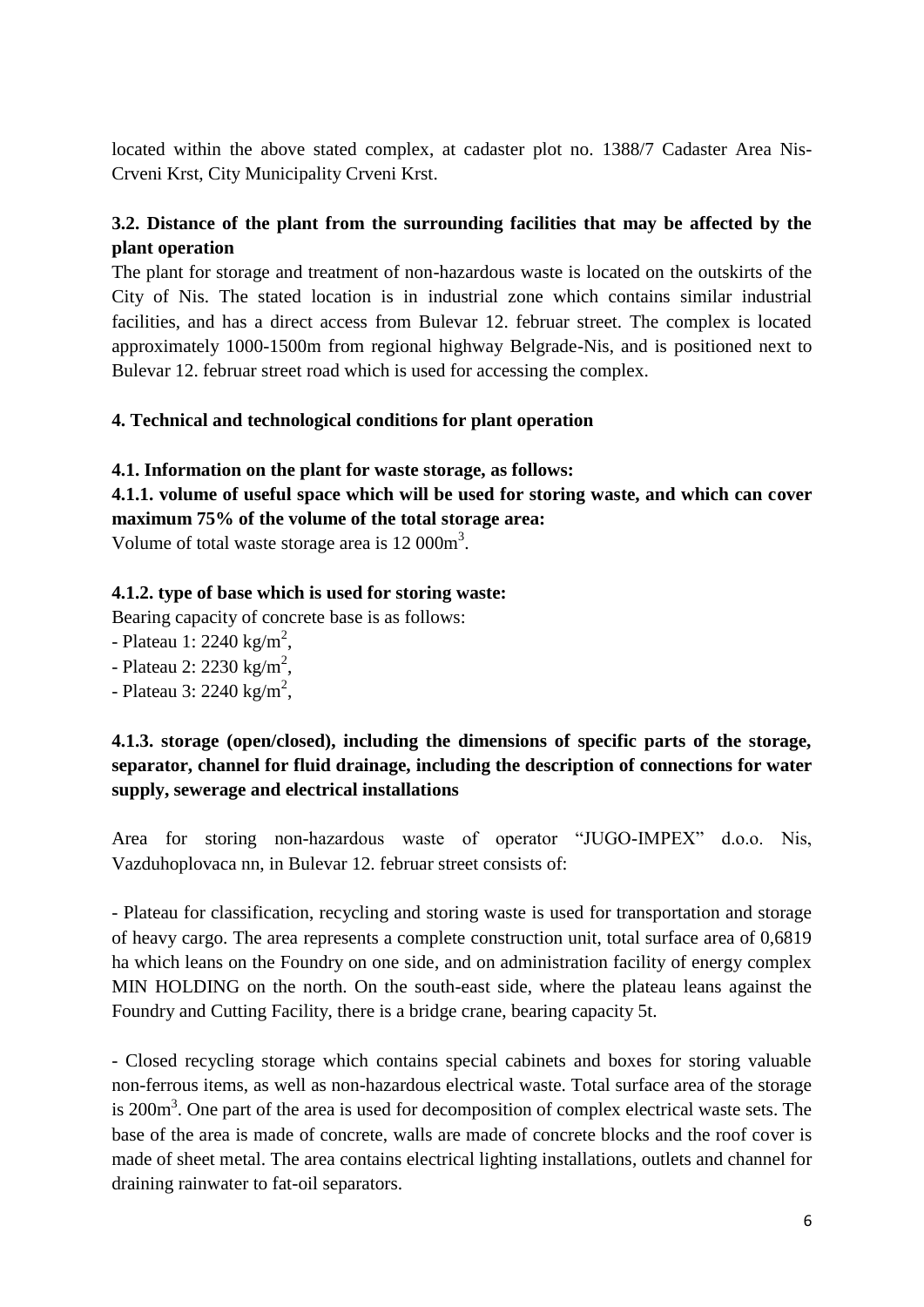located within the above stated complex, at cadaster plot no. 1388/7 Cadaster Area Nis-Crveni Krst, City Municipality Crveni Krst.

### 3.2. Distance of the plant from the surrounding facilities that may be affected by the plant operation

The plant for storage and treatment of non-hazardous waste is located on the outskirts of the City of Nis. The stated location is in industrial zone which contains similar industrial facilities, and has a direct access from Bulevar 12. februar street. The complex is located approximately 1000-1500m from regional highway Belgrade-Nis, and is positioned next to Bulevar 12. februar street road which is used for accessing the complex.

## 4. Technical and technological conditions for plant operation

### 4.1. Information on the plant for waste storage, as follows:

#### 4.1.1. volume of useful space which will be used for storing waste, and which can cover maximum 75% of the volume of the total storage area:

Volume of total waste storage area is 12 000m$^3$.

#### 4.1.2. type of base which is used for storing waste:

Bearing capacity of concrete base is as follows:

- Plateau 1: 2240 kg/m$^2$,
- Plateau 2: 2230 kg/m$^2$,
- Plateau 3: 2240 kg/m$^2$,

#### 4.1.3. storage (open/closed), including the dimensions of specific parts of the storage, separator, channel for fluid drainage, including the description of connections for water supply, sewerage and electrical installations

Area for storing non-hazardous waste of operator "JUGO-IMPEX" d.o.o. Nis, Vazduhoplovaca nn, in Bulevar 12. februar street consists of:

- Plateau for classification, recycling and storing waste is used for transportation and storage of heavy cargo. The area represents a complete construction unit, total surface area of 0,6819 ha which leans on the Foundry on one side, and on administration facility of energy complex MIN HOLDING on the north. On the south-east side, where the plateau leans against the Foundry and Cutting Facility, there is a bridge crane, bearing capacity 5t.

- Closed recycling storage which contains special cabinets and boxes for storing valuable non-ferrous items, as well as non-hazardous electrical waste. Total surface area of the storage is 200m$^3$. One part of the area is used for decomposition of complex electrical waste sets. The base of the area is made of concrete, walls are made of concrete blocks and the roof cover is made of sheet metal. The area contains electrical lighting installations, outlets and channel for draining rainwater to fat-oil separators.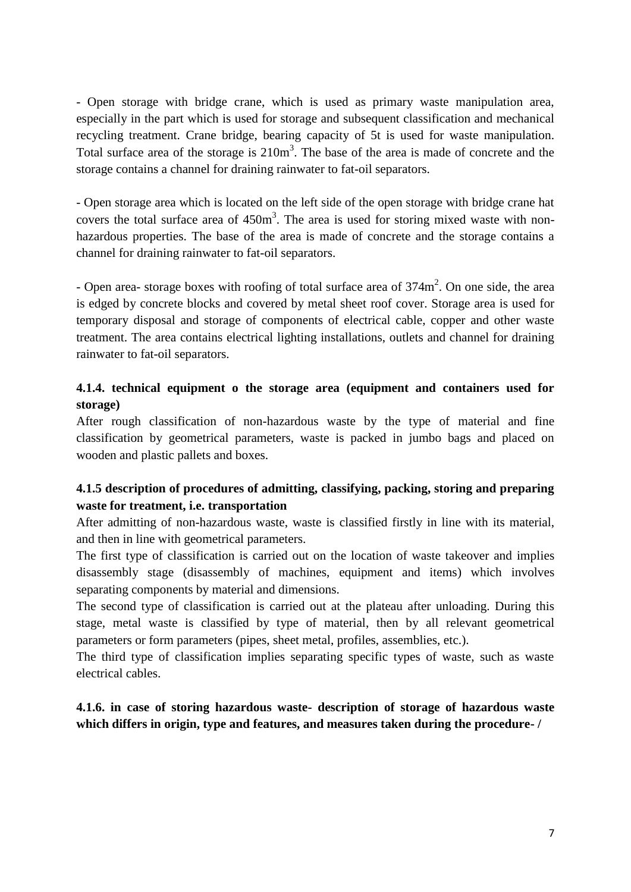- Open storage with bridge crane, which is used as primary waste manipulation area, especially in the part which is used for storage and subsequent classification and mechanical recycling treatment. Crane bridge, bearing capacity of 5t is used for waste manipulation. Total surface area of the storage is $210m^3$. The base of the area is made of concrete and the storage contains a channel for draining rainwater to fat-oil separators.

- Open storage area which is located on the left side of the open storage with bridge crane hat covers the total surface area of $450m^3$. The area is used for storing mixed waste with non-hazardous properties. The base of the area is made of concrete and the storage contains a channel for draining rainwater to fat-oil separators.

- Open area- storage boxes with roofing of total surface area of $374m^2$. On one side, the area is edged by concrete blocks and covered by metal sheet roof cover. Storage area is used for temporary disposal and storage of components of electrical cable, copper and other waste treatment. The area contains electrical lighting installations, outlets and channel for draining rainwater to fat-oil separators.

**4.1.4. technical equipment o the storage area (equipment and containers used for storage)**

After rough classification of non-hazardous waste by the type of material and fine classification by geometrical parameters, waste is packed in jumbo bags and placed on wooden and plastic pallets and boxes.

**4.1.5 description of procedures of admitting, classifying, packing, storing and preparing waste for treatment, i.e. transportation**

After admitting of non-hazardous waste, waste is classified firstly in line with its material, and then in line with geometrical parameters.

The first type of classification is carried out on the location of waste takeover and implies disassembly stage (disassembly of machines, equipment and items) which involves separating components by material and dimensions.

The second type of classification is carried out at the plateau after unloading. During this stage, metal waste is classified by type of material, then by all relevant geometrical parameters or form parameters (pipes, sheet metal, profiles, assemblies, etc.).

The third type of classification implies separating specific types of waste, such as waste electrical cables.

**4.1.6. in case of storing hazardous waste- description of storage of hazardous waste which differs in origin, type and features, and measures taken during the procedure- /**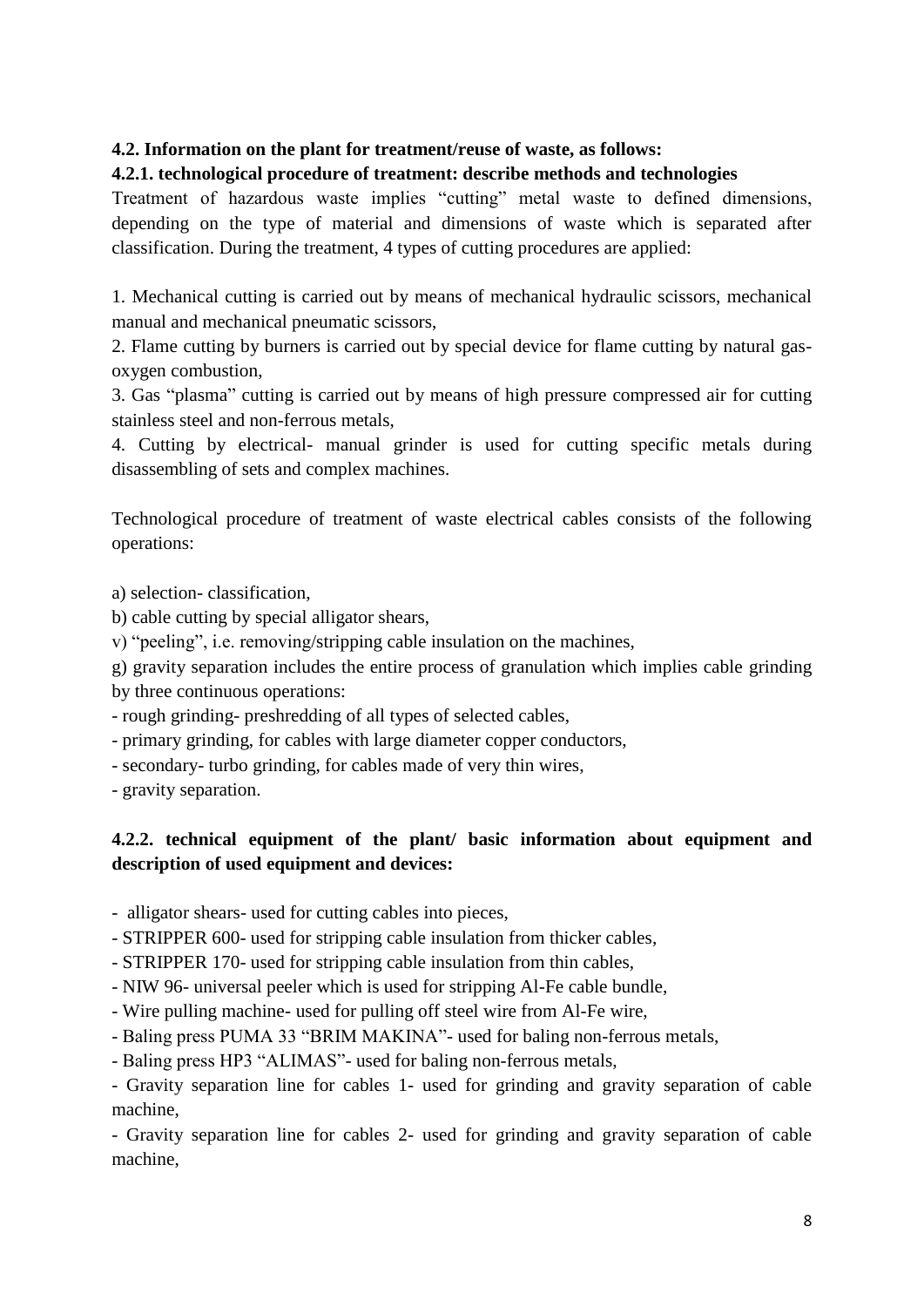**4.2. Information on the plant for treatment/reuse of waste, as follows:**

**4.2.1. technological procedure of treatment: describe methods and technologies**

Treatment of hazardous waste implies "cutting" metal waste to defined dimensions, depending on the type of material and dimensions of waste which is separated after classification. During the treatment, 4 types of cutting procedures are applied:

1. Mechanical cutting is carried out by means of mechanical hydraulic scissors, mechanical manual and mechanical pneumatic scissors,
2. Flame cutting by burners is carried out by special device for flame cutting by natural gas-oxygen combustion,
3. Gas "plasma" cutting is carried out by means of high pressure compressed air for cutting stainless steel and non-ferrous metals,
4. Cutting by electrical- manual grinder is used for cutting specific metals during disassembling of sets and complex machines.

Technological procedure of treatment of waste electrical cables consists of the following operations:

a) selection- classification,
b) cable cutting by special alligator shears,
v) "peeling", i.e. removing/stripping cable insulation on the machines,
g) gravity separation includes the entire process of granulation which implies cable grinding by three continuous operations:
- rough grinding- preshredding of all types of selected cables,
- primary grinding, for cables with large diameter copper conductors,
- secondary- turbo grinding, for cables made of very thin wires,
- gravity separation.

**4.2.2. technical equipment of the plant/ basic information about equipment and description of used equipment and devices:**

- alligator shears- used for cutting cables into pieces,
- STRIPPER 600- used for stripping cable insulation from thicker cables,
- STRIPPER 170- used for stripping cable insulation from thin cables,
- NIW 96- universal peeler which is used for stripping Al-Fe cable bundle,
- Wire pulling machine- used for pulling off steel wire from Al-Fe wire,
- Baling press PUMA 33 "BRIM MAKINA"- used for baling non-ferrous metals,
- Baling press HP3 "ALIMAS"- used for baling non-ferrous metals,
- Gravity separation line for cables 1- used for grinding and gravity separation of cable machine,
- Gravity separation line for cables 2- used for grinding and gravity separation of cable machine,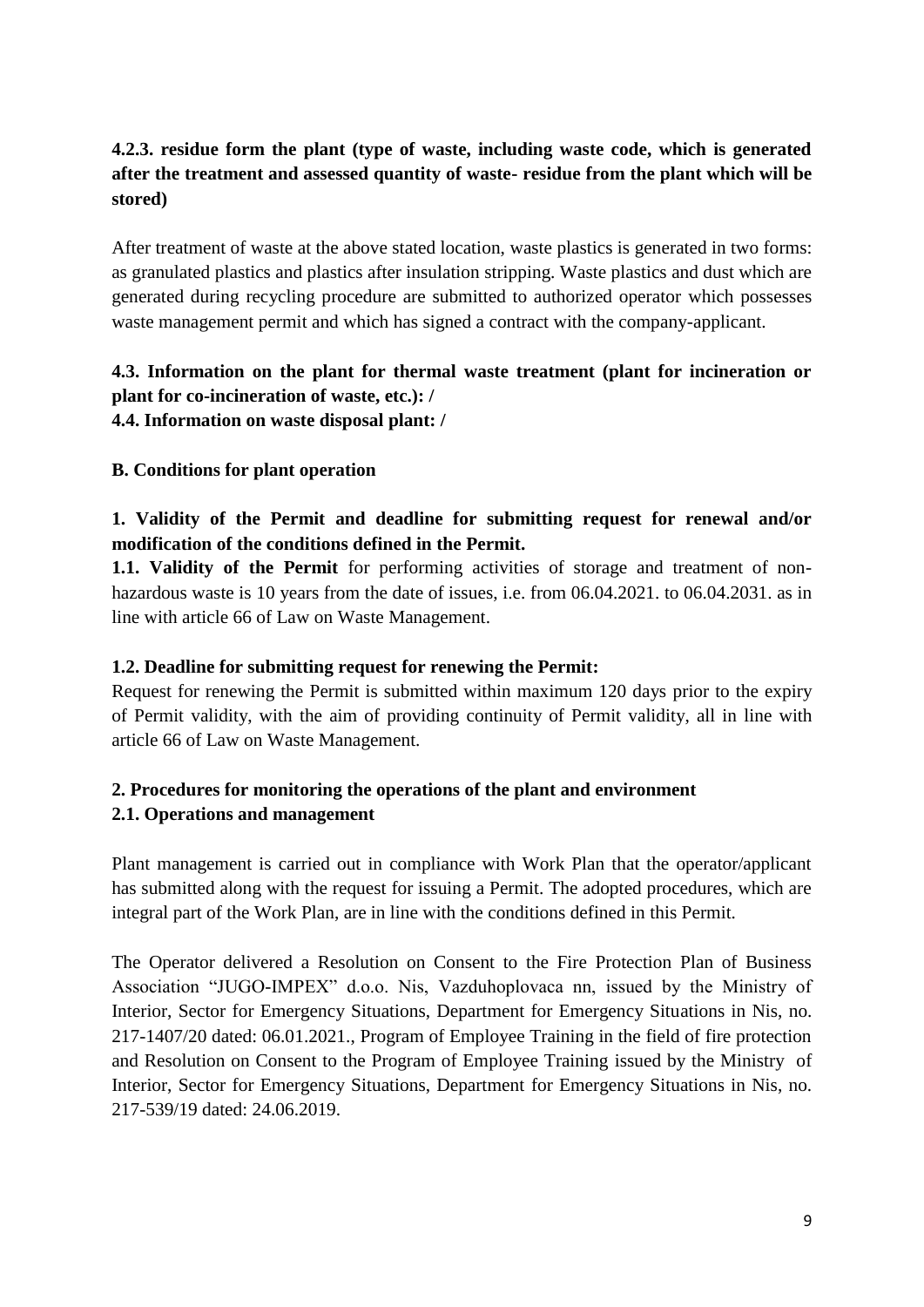**4.2.3. residue form the plant (type of waste, including waste code, which is generated after the treatment and assessed quantity of waste- residue from the plant which will be stored)**

After treatment of waste at the above stated location, waste plastics is generated in two forms: as granulated plastics and plastics after insulation stripping. Waste plastics and dust which are generated during recycling procedure are submitted to authorized operator which possesses waste management permit and which has signed a contract with the company-applicant.

**4.3. Information on the plant for thermal waste treatment (plant for incineration or plant for co-incineration of waste, etc.): /**

**4.4. Information on waste disposal plant: /**

**B. Conditions for plant operation**

**1. Validity of the Permit and deadline for submitting request for renewal and/or modification of the conditions defined in the Permit.**

**1.1. Validity of the Permit** for performing activities of storage and treatment of non-hazardous waste is 10 years from the date of issues, i.e. from 06.04.2021. to 06.04.2031. as in line with article 66 of Law on Waste Management.

**1.2. Deadline for submitting request for renewing the Permit:**

Request for renewing the Permit is submitted within maximum 120 days prior to the expiry of Permit validity, with the aim of providing continuity of Permit validity, all in line with article 66 of Law on Waste Management.

**2. Procedures for monitoring the operations of the plant and environment**

**2.1. Operations and management**

Plant management is carried out in compliance with Work Plan that the operator/applicant has submitted along with the request for issuing a Permit. The adopted procedures, which are integral part of the Work Plan, are in line with the conditions defined in this Permit.

The Operator delivered a Resolution on Consent to the Fire Protection Plan of Business Association "JUGO-IMPEX" d.o.o. Nis, Vazduhoplovaca nn, issued by the Ministry of Interior, Sector for Emergency Situations, Department for Emergency Situations in Nis, no. 217-1407/20 dated: 06.01.2021., Program of Employee Training in the field of fire protection and Resolution on Consent to the Program of Employee Training issued by the Ministry of Interior, Sector for Emergency Situations, Department for Emergency Situations in Nis, no. 217-539/19 dated: 24.06.2019.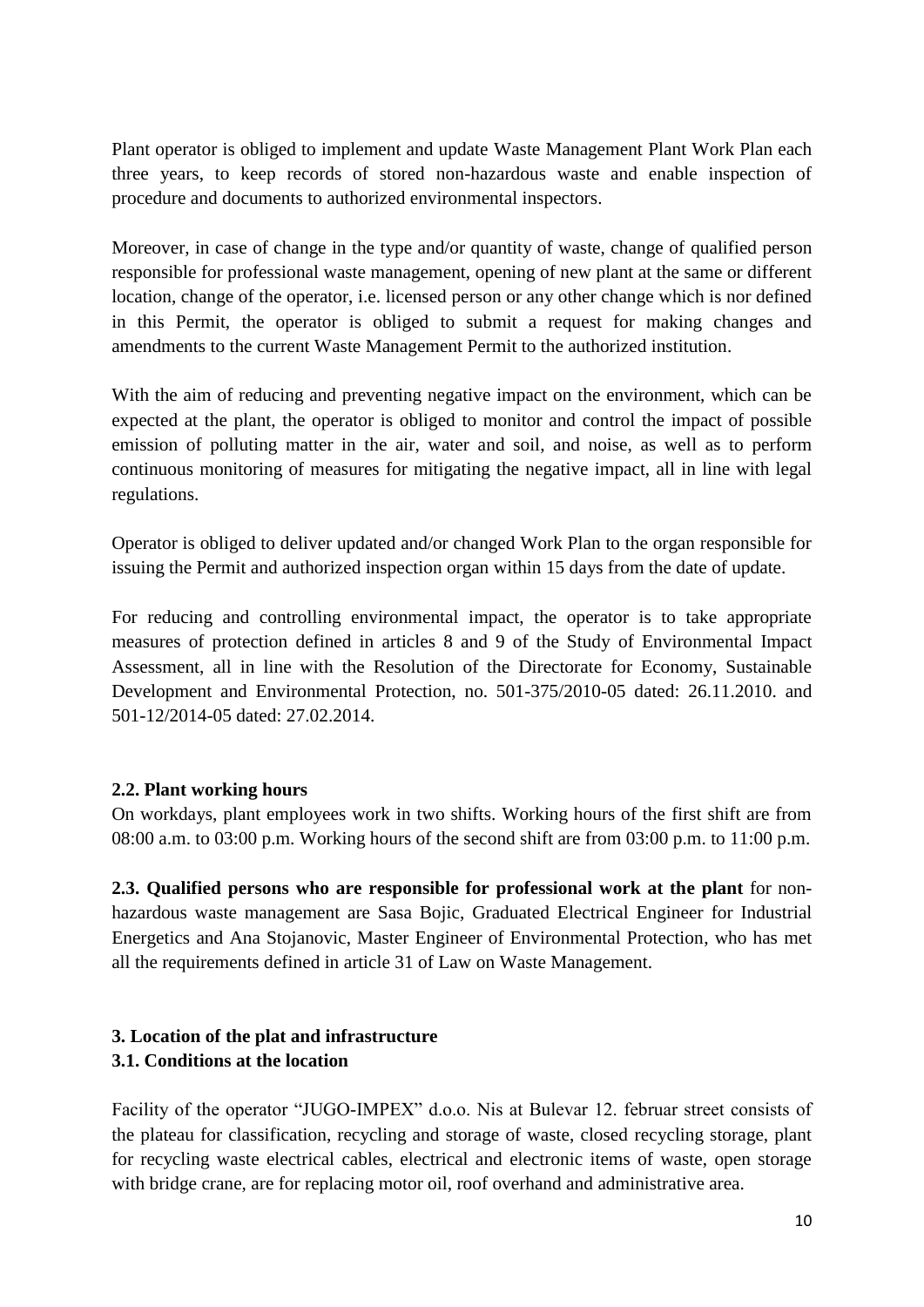Plant operator is obliged to implement and update Waste Management Plant Work Plan each three years, to keep records of stored non-hazardous waste and enable inspection of procedure and documents to authorized environmental inspectors.

Moreover, in case of change in the type and/or quantity of waste, change of qualified person responsible for professional waste management, opening of new plant at the same or different location, change of the operator, i.e. licensed person or any other change which is nor defined in this Permit, the operator is obliged to submit a request for making changes and amendments to the current Waste Management Permit to the authorized institution.

With the aim of reducing and preventing negative impact on the environment, which can be expected at the plant, the operator is obliged to monitor and control the impact of possible emission of polluting matter in the air, water and soil, and noise, as well as to perform continuous monitoring of measures for mitigating the negative impact, all in line with legal regulations.

Operator is obliged to deliver updated and/or changed Work Plan to the organ responsible for issuing the Permit and authorized inspection organ within 15 days from the date of update.

For reducing and controlling environmental impact, the operator is to take appropriate measures of protection defined in articles 8 and 9 of the Study of Environmental Impact Assessment, all in line with the Resolution of the Directorate for Economy, Sustainable Development and Environmental Protection, no. 501-375/2010-05 dated: 26.11.2010. and 501-12/2014-05 dated: 27.02.2014.

**2.2. Plant working hours**

On workdays, plant employees work in two shifts. Working hours of the first shift are from 08:00 a.m. to 03:00 p.m. Working hours of the second shift are from 03:00 p.m. to 11:00 p.m.

**2.3. Qualified persons who are responsible for professional work at the plant** for non-hazardous waste management are Sasa Bojic, Graduated Electrical Engineer for Industrial Energetics and Ana Stojanovic, Master Engineer of Environmental Protection, who has met all the requirements defined in article 31 of Law on Waste Management.

**3. Location of the plat and infrastructure**

**3.1. Conditions at the location**

Facility of the operator "JUGO-IMPEX" d.o.o. Nis at Bulevar 12. februar street consists of the plateau for classification, recycling and storage of waste, closed recycling storage, plant for recycling waste electrical cables, electrical and electronic items of waste, open storage with bridge crane, are for replacing motor oil, roof overhand and administrative area.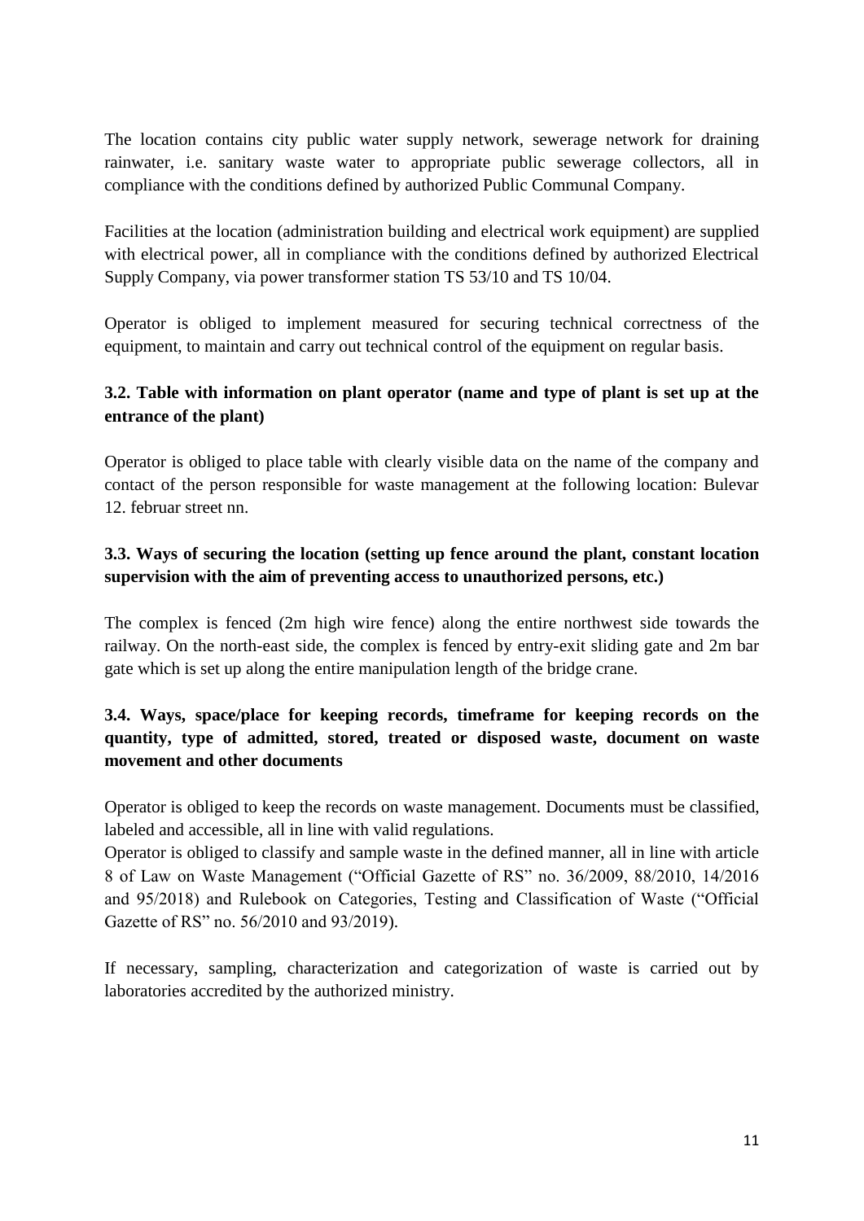The location contains city public water supply network, sewerage network for draining rainwater, i.e. sanitary waste water to appropriate public sewerage collectors, all in compliance with the conditions defined by authorized Public Communal Company.

Facilities at the location (administration building and electrical work equipment) are supplied with electrical power, all in compliance with the conditions defined by authorized Electrical Supply Company, via power transformer station TS 53/10 and TS 10/04.

Operator is obliged to implement measured for securing technical correctness of the equipment, to maintain and carry out technical control of the equipment on regular basis.

### 3.2. Table with information on plant operator (name and type of plant is set up at the entrance of the plant)

Operator is obliged to place table with clearly visible data on the name of the company and contact of the person responsible for waste management at the following location: Bulevar 12. februar street nn.

### 3.3. Ways of securing the location (setting up fence around the plant, constant location supervision with the aim of preventing access to unauthorized persons, etc.)

The complex is fenced (2m high wire fence) along the entire northwest side towards the railway. On the north-east side, the complex is fenced by entry-exit sliding gate and 2m bar gate which is set up along the entire manipulation length of the bridge crane.

### 3.4. Ways, space/place for keeping records, timeframe for keeping records on the quantity, type of admitted, stored, treated or disposed waste, document on waste movement and other documents

Operator is obliged to keep the records on waste management. Documents must be classified, labeled and accessible, all in line with valid regulations.

Operator is obliged to classify and sample waste in the defined manner, all in line with article 8 of Law on Waste Management ("Official Gazette of RS" no. 36/2009, 88/2010, 14/2016 and 95/2018) and Rulebook on Categories, Testing and Classification of Waste ("Official Gazette of RS" no. 56/2010 and 93/2019).

If necessary, sampling, characterization and categorization of waste is carried out by laboratories accredited by the authorized ministry.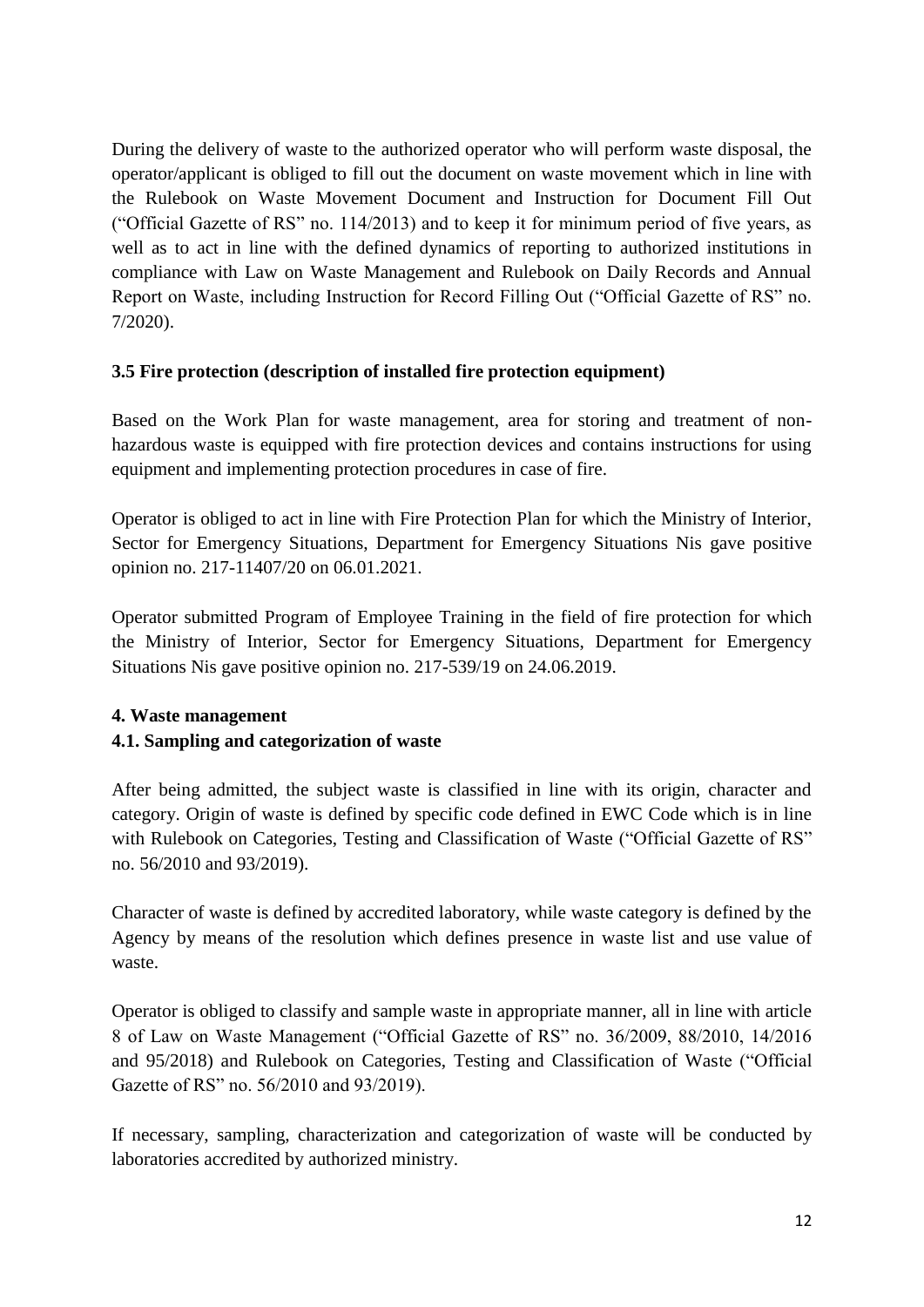During the delivery of waste to the authorized operator who will perform waste disposal, the operator/applicant is obliged to fill out the document on waste movement which in line with the Rulebook on Waste Movement Document and Instruction for Document Fill Out ("Official Gazette of RS" no. 114/2013) and to keep it for minimum period of five years, as well as to act in line with the defined dynamics of reporting to authorized institutions in compliance with Law on Waste Management and Rulebook on Daily Records and Annual Report on Waste, including Instruction for Record Filling Out ("Official Gazette of RS" no. 7/2020).

### 3.5 Fire protection (description of installed fire protection equipment)

Based on the Work Plan for waste management, area for storing and treatment of non-hazardous waste is equipped with fire protection devices and contains instructions for using equipment and implementing protection procedures in case of fire.

Operator is obliged to act in line with Fire Protection Plan for which the Ministry of Interior, Sector for Emergency Situations, Department for Emergency Situations Nis gave positive opinion no. 217-11407/20 on 06.01.2021.

Operator submitted Program of Employee Training in the field of fire protection for which the Ministry of Interior, Sector for Emergency Situations, Department for Emergency Situations Nis gave positive opinion no. 217-539/19 on 24.06.2019.

## 4. Waste management

### 4.1. Sampling and categorization of waste

After being admitted, the subject waste is classified in line with its origin, character and category. Origin of waste is defined by specific code defined in EWC Code which is in line with Rulebook on Categories, Testing and Classification of Waste ("Official Gazette of RS" no. 56/2010 and 93/2019).

Character of waste is defined by accredited laboratory, while waste category is defined by the Agency by means of the resolution which defines presence in waste list and use value of waste.

Operator is obliged to classify and sample waste in appropriate manner, all in line with article 8 of Law on Waste Management ("Official Gazette of RS" no. 36/2009, 88/2010, 14/2016 and 95/2018) and Rulebook on Categories, Testing and Classification of Waste ("Official Gazette of RS" no. 56/2010 and 93/2019).

If necessary, sampling, characterization and categorization of waste will be conducted by laboratories accredited by authorized ministry.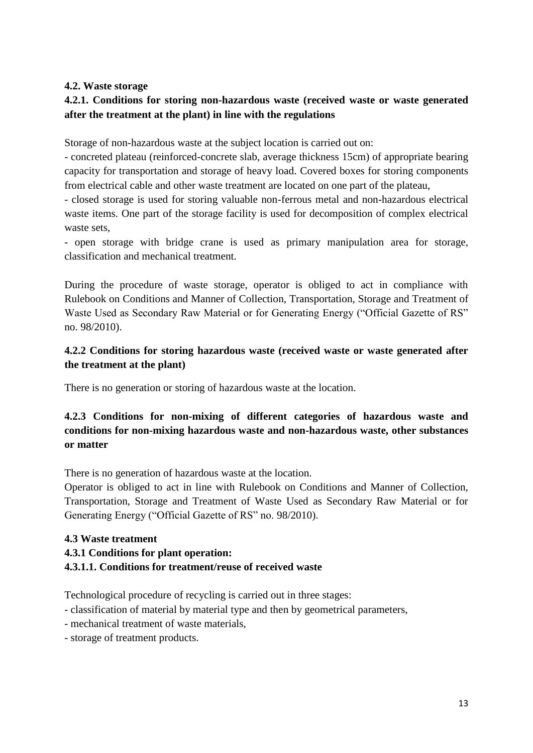### 4.2. Waste storage

#### 4.2.1. Conditions for storing non-hazardous waste (received waste or waste generated after the treatment at the plant) in line with the regulations

Storage of non-hazardous waste at the subject location is carried out on:

- concreted plateau (reinforced-concrete slab, average thickness 15cm) of appropriate bearing capacity for transportation and storage of heavy load. Covered boxes for storing components from electrical cable and other waste treatment are located on one part of the plateau,
- closed storage is used for storing valuable non-ferrous metal and non-hazardous electrical waste items. One part of the storage facility is used for decomposition of complex electrical waste sets,
- open storage with bridge crane is used as primary manipulation area for storage, classification and mechanical treatment.

During the procedure of waste storage, operator is obliged to act in compliance with Rulebook on Conditions and Manner of Collection, Transportation, Storage and Treatment of Waste Used as Secondary Raw Material or for Generating Energy ("Official Gazette of RS" no. 98/2010).

#### 4.2.2 Conditions for storing hazardous waste (received waste or waste generated after the treatment at the plant)

There is no generation or storing of hazardous waste at the location.

#### 4.2.3 Conditions for non-mixing of different categories of hazardous waste and conditions for non-mixing hazardous waste and non-hazardous waste, other substances or matter

There is no generation of hazardous waste at the location.

Operator is obliged to act in line with Rulebook on Conditions and Manner of Collection, Transportation, Storage and Treatment of Waste Used as Secondary Raw Material or for Generating Energy ("Official Gazette of RS" no. 98/2010).

### 4.3 Waste treatment

#### 4.3.1 Conditions for plant operation:

##### 4.3.1.1. Conditions for treatment/reuse of received waste

Technological procedure of recycling is carried out in three stages:

- classification of material by material type and then by geometrical parameters,
- mechanical treatment of waste materials,
- storage of treatment products.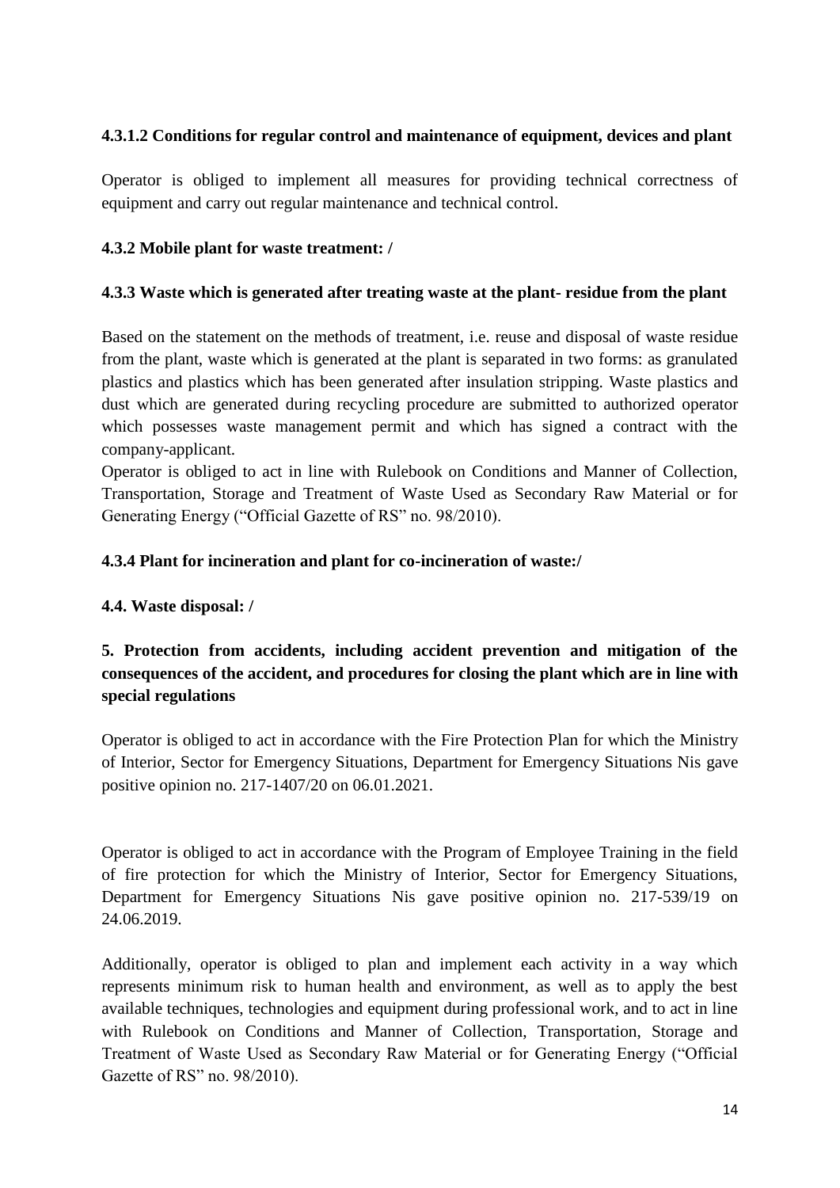#### 4.3.1.2 Conditions for regular control and maintenance of equipment, devices and plant

Operator is obliged to implement all measures for providing technical correctness of equipment and carry out regular maintenance and technical control.

### 4.3.2 Mobile plant for waste treatment: /

### 4.3.3 Waste which is generated after treating waste at the plant- residue from the plant

Based on the statement on the methods of treatment, i.e. reuse and disposal of waste residue from the plant, waste which is generated at the plant is separated in two forms: as granulated plastics and plastics which has been generated after insulation stripping. Waste plastics and dust which are generated during recycling procedure are submitted to authorized operator which possesses waste management permit and which has signed a contract with the company-applicant.

Operator is obliged to act in line with Rulebook on Conditions and Manner of Collection, Transportation, Storage and Treatment of Waste Used as Secondary Raw Material or for Generating Energy ("Official Gazette of RS" no. 98/2010).

### 4.3.4 Plant for incineration and plant for co-incineration of waste:/

## 4.4. Waste disposal: /

# 5. Protection from accidents, including accident prevention and mitigation of the consequences of the accident, and procedures for closing the plant which are in line with special regulations

Operator is obliged to act in accordance with the Fire Protection Plan for which the Ministry of Interior, Sector for Emergency Situations, Department for Emergency Situations Nis gave positive opinion no. 217-1407/20 on 06.01.2021.

Operator is obliged to act in accordance with the Program of Employee Training in the field of fire protection for which the Ministry of Interior, Sector for Emergency Situations, Department for Emergency Situations Nis gave positive opinion no. 217-539/19 on 24.06.2019.

Additionally, operator is obliged to plan and implement each activity in a way which represents minimum risk to human health and environment, as well as to apply the best available techniques, technologies and equipment during professional work, and to act in line with Rulebook on Conditions and Manner of Collection, Transportation, Storage and Treatment of Waste Used as Secondary Raw Material or for Generating Energy ("Official Gazette of RS" no. 98/2010).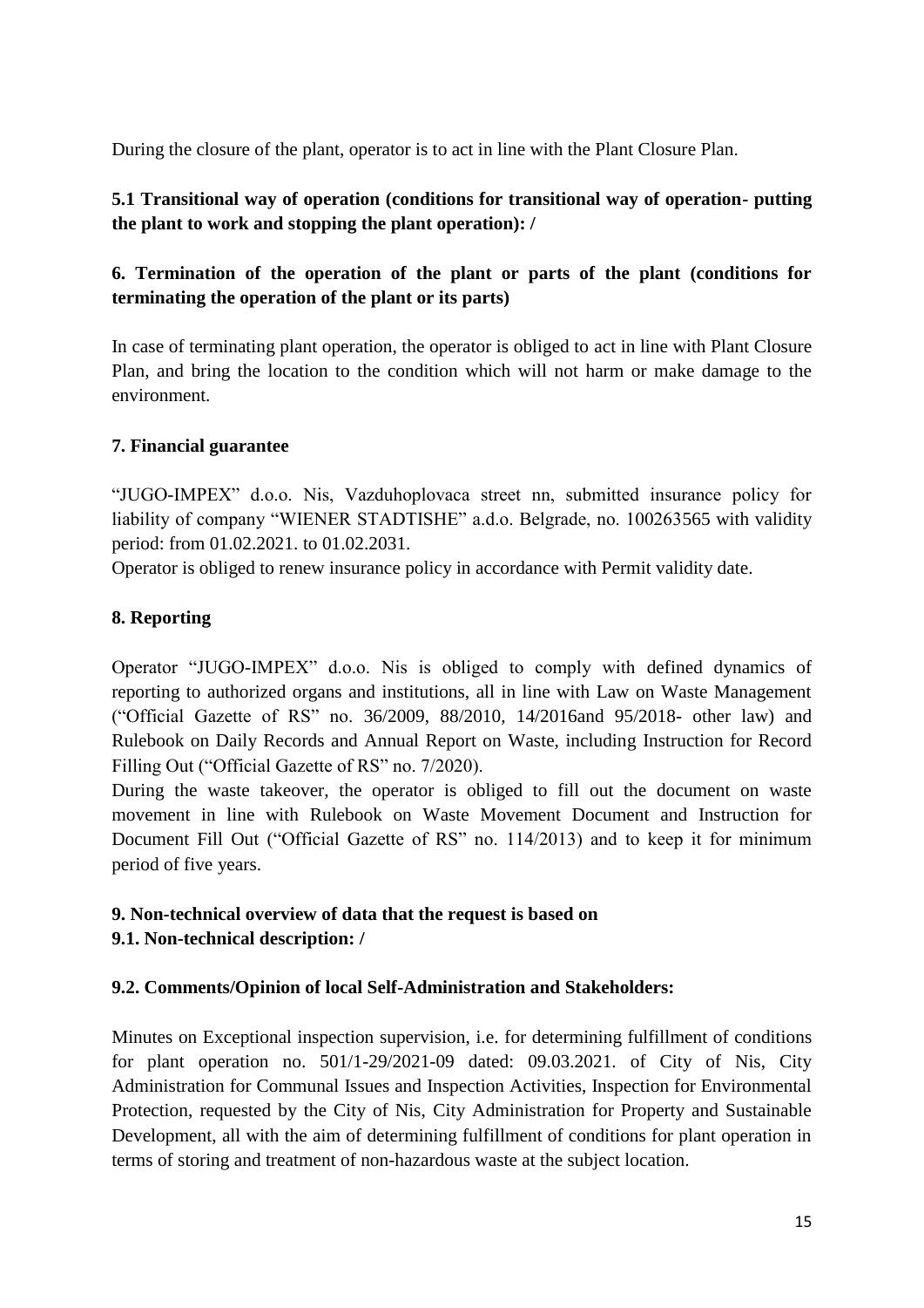During the closure of the plant, operator is to act in line with the Plant Closure Plan.

### 5.1 Transitional way of operation (conditions for transitional way of operation- putting the plant to work and stopping the plant operation): /

## 6. Termination of the operation of the plant or parts of the plant (conditions for terminating the operation of the plant or its parts)

In case of terminating plant operation, the operator is obliged to act in line with Plant Closure Plan, and bring the location to the condition which will not harm or make damage to the environment.

## 7. Financial guarantee

"JUGO-IMPEX" d.o.o. Nis, Vazduhoplovaca street nn, submitted insurance policy for liability of company "WIENER STADTISHE" a.d.o. Belgrade, no. 100263565 with validity period: from 01.02.2021. to 01.02.2031.

Operator is obliged to renew insurance policy in accordance with Permit validity date.

## 8. Reporting

Operator "JUGO-IMPEX" d.o.o. Nis is obliged to comply with defined dynamics of reporting to authorized organs and institutions, all in line with Law on Waste Management ("Official Gazette of RS" no. 36/2009, 88/2010, 14/2016and 95/2018- other law) and Rulebook on Daily Records and Annual Report on Waste, including Instruction for Record Filling Out ("Official Gazette of RS" no. 7/2020).

During the waste takeover, the operator is obliged to fill out the document on waste movement in line with Rulebook on Waste Movement Document and Instruction for Document Fill Out ("Official Gazette of RS" no. 114/2013) and to keep it for minimum period of five years.

## 9. Non-technical overview of data that the request is based on

### 9.1. Non-technical description: /

### 9.2. Comments/Opinion of local Self-Administration and Stakeholders:

Minutes on Exceptional inspection supervision, i.e. for determining fulfillment of conditions for plant operation no. 501/1-29/2021-09 dated: 09.03.2021. of City of Nis, City Administration for Communal Issues and Inspection Activities, Inspection for Environmental Protection, requested by the City of Nis, City Administration for Property and Sustainable Development, all with the aim of determining fulfillment of conditions for plant operation in terms of storing and treatment of non-hazardous waste at the subject location.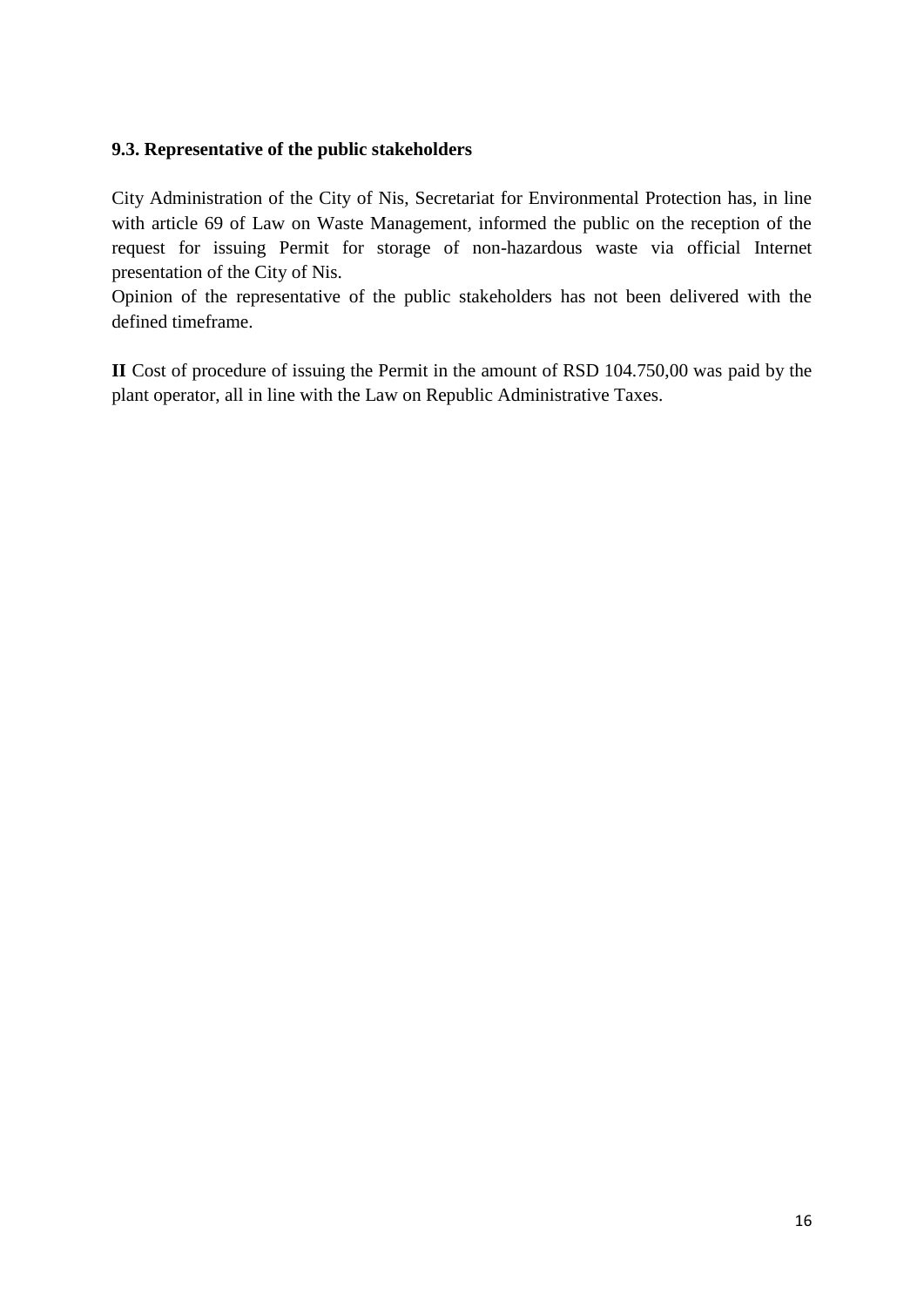### 9.3. Representative of the public stakeholders

City Administration of the City of Nis, Secretariat for Environmental Protection has, in line with article 69 of Law on Waste Management, informed the public on the reception of the request for issuing Permit for storage of non-hazardous waste via official Internet presentation of the City of Nis.

Opinion of the representative of the public stakeholders has not been delivered with the defined timeframe.

**II** Cost of procedure of issuing the Permit in the amount of RSD 104.750,00 was paid by the plant operator, all in line with the Law on Republic Administrative Taxes.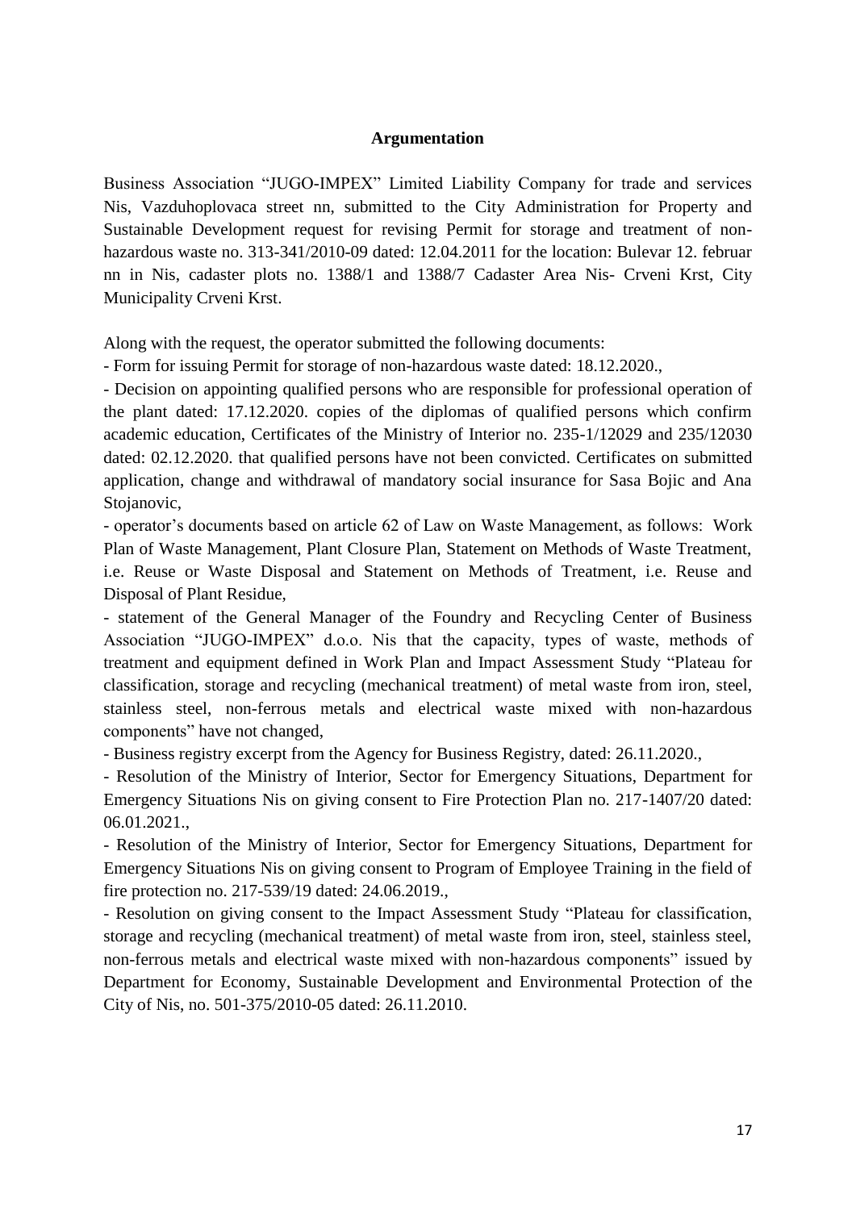**Argumentation**

Business Association "JUGO-IMPEX" Limited Liability Company for trade and services Nis, Vazduhoplovaca street nn, submitted to the City Administration for Property and Sustainable Development request for revising Permit for storage and treatment of non-hazardous waste no. 313-341/2010-09 dated: 12.04.2011 for the location: Bulevar 12. februar nn in Nis, cadaster plots no. 1388/1 and 1388/7 Cadaster Area Nis- Crveni Krst, City Municipality Crveni Krst.

Along with the request, the operator submitted the following documents:

- Form for issuing Permit for storage of non-hazardous waste dated: 18.12.2020.,
- Decision on appointing qualified persons who are responsible for professional operation of the plant dated: 17.12.2020. copies of the diplomas of qualified persons which confirm academic education, Certificates of the Ministry of Interior no. 235-1/12029 and 235/12030 dated: 02.12.2020. that qualified persons have not been convicted. Certificates on submitted application, change and withdrawal of mandatory social insurance for Sasa Bojic and Ana Stojanovic,
- operator's documents based on article 62 of Law on Waste Management, as follows: Work Plan of Waste Management, Plant Closure Plan, Statement on Methods of Waste Treatment, i.e. Reuse or Waste Disposal and Statement on Methods of Treatment, i.e. Reuse and Disposal of Plant Residue,
- statement of the General Manager of the Foundry and Recycling Center of Business Association "JUGO-IMPEX" d.o.o. Nis that the capacity, types of waste, methods of treatment and equipment defined in Work Plan and Impact Assessment Study "Plateau for classification, storage and recycling (mechanical treatment) of metal waste from iron, steel, stainless steel, non-ferrous metals and electrical waste mixed with non-hazardous components" have not changed,
- Business registry excerpt from the Agency for Business Registry, dated: 26.11.2020.,
- Resolution of the Ministry of Interior, Sector for Emergency Situations, Department for Emergency Situations Nis on giving consent to Fire Protection Plan no. 217-1407/20 dated: 06.01.2021.,
- Resolution of the Ministry of Interior, Sector for Emergency Situations, Department for Emergency Situations Nis on giving consent to Program of Employee Training in the field of fire protection no. 217-539/19 dated: 24.06.2019.,
- Resolution on giving consent to the Impact Assessment Study "Plateau for classification, storage and recycling (mechanical treatment) of metal waste from iron, steel, stainless steel, non-ferrous metals and electrical waste mixed with non-hazardous components" issued by Department for Economy, Sustainable Development and Environmental Protection of the City of Nis, no. 501-375/2010-05 dated: 26.11.2010.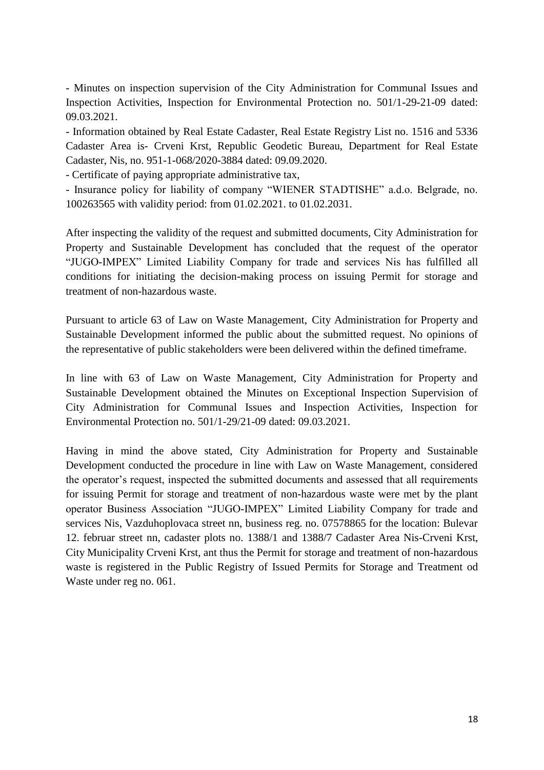- Minutes on inspection supervision of the City Administration for Communal Issues and Inspection Activities, Inspection for Environmental Protection no. 501/1-29-21-09 dated: 09.03.2021.

- Information obtained by Real Estate Cadaster, Real Estate Registry List no. 1516 and 5336 Cadaster Area is- Crveni Krst, Republic Geodetic Bureau, Department for Real Estate Cadaster, Nis, no. 951-1-068/2020-3884 dated: 09.09.2020.

- Certificate of paying appropriate administrative tax,

- Insurance policy for liability of company “WIENER STADTISHE” a.d.o. Belgrade, no. 100263565 with validity period: from 01.02.2021. to 01.02.2031.

After inspecting the validity of the request and submitted documents, City Administration for Property and Sustainable Development has concluded that the request of the operator “JUGO-IMPEX” Limited Liability Company for trade and services Nis has fulfilled all conditions for initiating the decision-making process on issuing Permit for storage and treatment of non-hazardous waste.

Pursuant to article 63 of Law on Waste Management, City Administration for Property and Sustainable Development informed the public about the submitted request. No opinions of the representative of public stakeholders were been delivered within the defined timeframe.

In line with 63 of Law on Waste Management, City Administration for Property and Sustainable Development obtained the Minutes on Exceptional Inspection Supervision of City Administration for Communal Issues and Inspection Activities, Inspection for Environmental Protection no. 501/1-29/21-09 dated: 09.03.2021.

Having in mind the above stated, City Administration for Property and Sustainable Development conducted the procedure in line with Law on Waste Management, considered the operator’s request, inspected the submitted documents and assessed that all requirements for issuing Permit for storage and treatment of non-hazardous waste were met by the plant operator Business Association “JUGO-IMPEX” Limited Liability Company for trade and services Nis, Vazduhoplovaca street nn, business reg. no. 07578865 for the location: Bulevar 12. februar street nn, cadaster plots no. 1388/1 and 1388/7 Cadaster Area Nis-Crveni Krst, City Municipality Crveni Krst, ant thus the Permit for storage and treatment of non-hazardous waste is registered in the Public Registry of Issued Permits for Storage and Treatment od Waste under reg no. 061.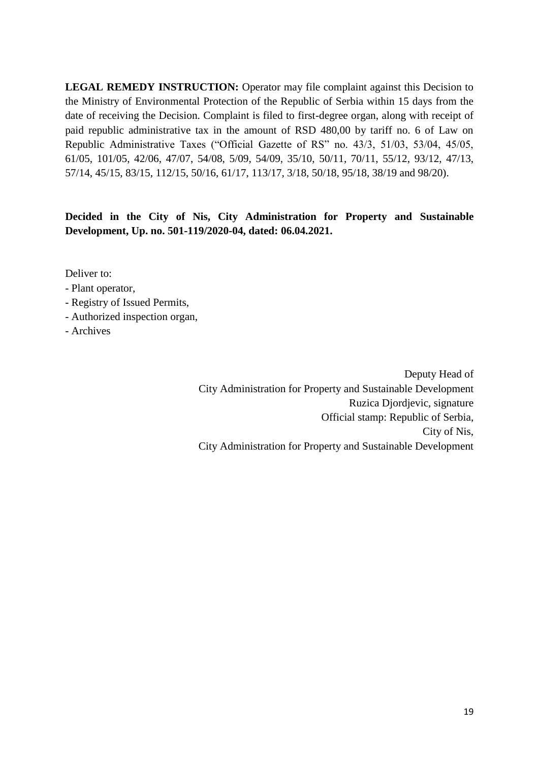**LEGAL REMEDY INSTRUCTION:** Operator may file complaint against this Decision to the Ministry of Environmental Protection of the Republic of Serbia within 15 days from the date of receiving the Decision. Complaint is filed to first-degree organ, along with receipt of paid republic administrative tax in the amount of RSD 480,00 by tariff no. 6 of Law on Republic Administrative Taxes ("Official Gazette of RS" no. 43/3, 51/03, 53/04, 45/05, 61/05, 101/05, 42/06, 47/07, 54/08, 5/09, 54/09, 35/10, 50/11, 70/11, 55/12, 93/12, 47/13, 57/14, 45/15, 83/15, 112/15, 50/16, 61/17, 113/17, 3/18, 50/18, 95/18, 38/19 and 98/20).

**Decided in the City of Nis, City Administration for Property and Sustainable Development, Up. no. 501-119/2020-04, dated: 06.04.2021.**

Deliver to:

- Plant operator,
- Registry of Issued Permits,
- Authorized inspection organ,
- Archives

Deputy Head of
City Administration for Property and Sustainable Development
Ruzica Djordjevic, signature
Official stamp: Republic of Serbia,
City of Nis,
City Administration for Property and Sustainable Development